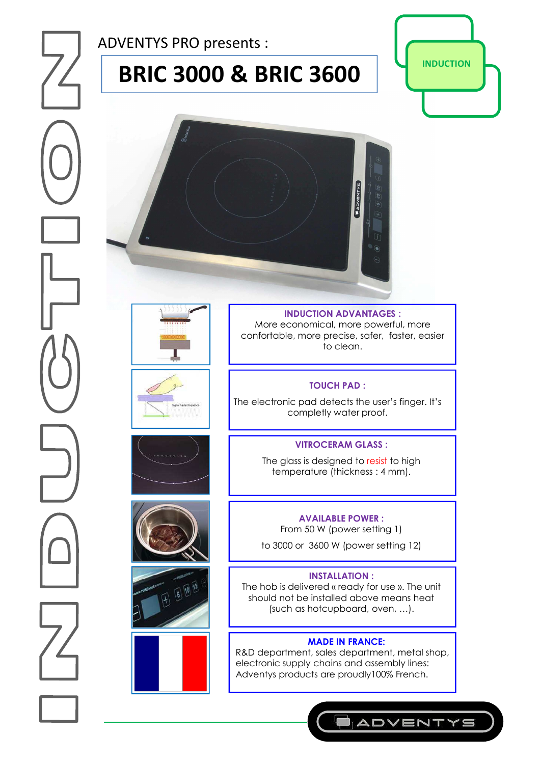ADVENTYS PRO presents :

# BRIC 3000 & BRIC 3600

INDUCTION

**INDUCTION ADVANTAGES :**
More economical, more powerful, more confortable, more precise, safer, faster, easier to clean.

**TOUCH PAD :**

The electronic pad detects the user's finger. It's completly water proof.

**VITROCERAM GLASS :**

The glass is designed to resist to high temperature (thickness : 4 mm).

**AVAILABLE POWER :**
From 50 W (power setting 1)

to 3000 or 3600 W (power setting 12)

**INSTALLATION :**
The hob is delivered « ready for use ». The unit should not be installed above means heat (such as hotcupboard, oven, …).

**MADE IN FRANCE:**
R&D department, sales department, metal shop, electronic supply chains and assembly lines: Adventys products are proudly100% French.

ADVENTYS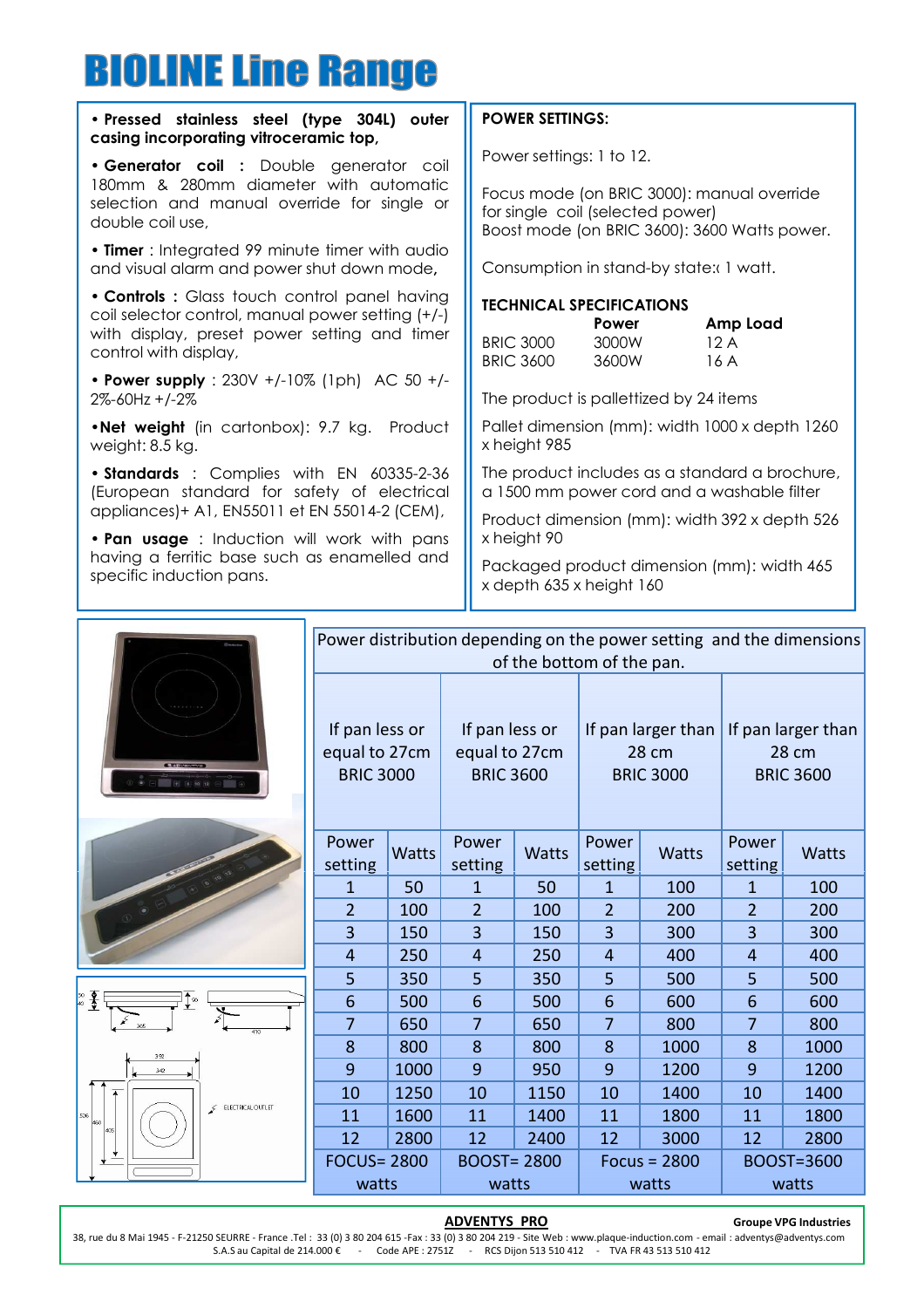# BIOLINE Line Range

- **Pressed stainless steel (type 304L) outer casing incorporating vitroceramic top,**
- **Generator coil** : Double generator coil 180mm & 280mm diameter with automatic selection and manual override for single or double coil use,
- **Timer** : Integrated 99 minute timer with audio and visual alarm and power shut down mode**,**
- **Controls** : Glass touch control panel having coil selector control, manual power setting (+/-) with display, preset power setting and timer control with display,
- **Power supply** : 230V +/-10% (1ph) AC 50 +/- 2%-60Hz +/-2%
- **Net weight** (in cartonbox): 9.7 kg. Product weight: 8.5 kg.
- **Standards** : Complies with EN 60335-2-36 (European standard for safety of electrical appliances)+ A1, EN55011 et EN 55014-2 (CEM),
- **Pan usage** : Induction will work with pans having a ferritic base such as enamelled and specific induction pans.

**POWER SETTINGS:**

Power settings: 1 to 12.

Focus mode (on BRIC 3000): manual override for single coil (selected power)
Boost mode (on BRIC 3600): 3600 Watts power.

Consumption in stand-by state:( 1 watt.

**TECHNICAL SPECIFICATIONS**

| | Power | Amp Load |
|---|---|---|
| BRIC 3000 | 3000W | 12 A |
| BRIC 3600 | 3600W | 16 A |

The product is palletized by 24 items

Pallet dimension (mm): width 1000 x depth 1260 x height 985

The product includes as a standard a brochure, a 1500 mm power cord and a washable filter

Product dimension (mm): width 392 x depth 526 x height 90

Packaged product dimension (mm): width 465 x depth 635 x height 160

50
40
90
205
470
392
342
526
460
405
ELECTRICAL OUTLET

Power distribution depending on the power setting and the dimensions of the bottom of the pan.

| If pan less or equal to 27cm BRIC 3000 | | If pan less or equal to 27cm BRIC 3600 | | If pan larger than 28 cm BRIC 3000 | | If pan larger than 28 cm BRIC 3600 | |
|---|---|---|---|---|---|---|---|
| Power setting | Watts | Power setting | Watts | Power setting | Watts | Power setting | Watts |
| 1 | 50 | 1 | 50 | 1 | 100 | 1 | 100 |
| 2 | 100 | 2 | 100 | 2 | 200 | 2 | 200 |
| 3 | 150 | 3 | 150 | 3 | 300 | 3 | 300 |
| 4 | 250 | 4 | 250 | 4 | 400 | 4 | 400 |
| 5 | 350 | 5 | 350 | 5 | 500 | 5 | 500 |
| 6 | 500 | 6 | 500 | 6 | 600 | 6 | 600 |
| 7 | 650 | 7 | 650 | 7 | 800 | 7 | 800 |
| 8 | 800 | 8 | 800 | 8 | 1000 | 8 | 1000 |
| 9 | 1000 | 9 | 950 | 9 | 1200 | 9 | 1200 |
| 10 | 1250 | 10 | 1150 | 10 | 1400 | 10 | 1400 |
| 11 | 1600 | 11 | 1400 | 11 | 1800 | 11 | 1800 |
| 12 | 2800 | 12 | 2400 | 12 | 3000 | 12 | 2800 |
| FOCUS= 2800 watts | | BOOST= 2800 watts | | Focus = 2800 watts | | BOOST=3600 watts | |

**ADVENTYS PRO** **Groupe VPG Industries**

38, rue du 8 Mai 1945 - F-21250 SEURRE - France .Tel : 33 (0) 3 80 204 615 -Fax : 33 (0) 3 80 204 219 - Site Web : www.plaque-induction.com - email : adventys@adventys.com
S.A.S au Capital de 214.000 € - Code APE : 2751Z - RCS Dijon 513 510 412 - TVA FR 43 513 510 412